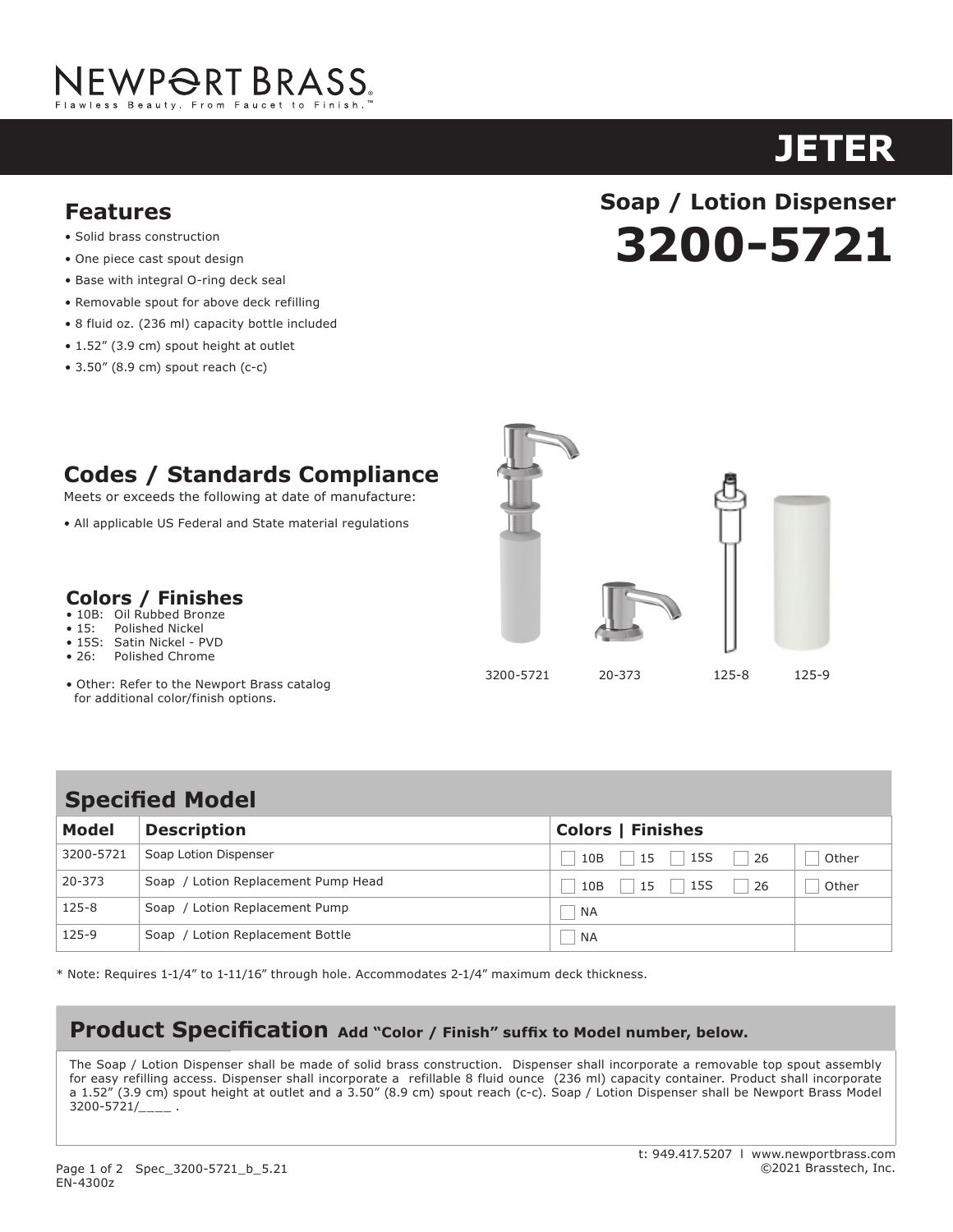# NEWPORT BRASS

Flawless Beauty. From Faucet to Finish.™

# JETER

## Soap / Lotion Dispenser

# 3200-5721

## Features

- Solid brass construction
- One piece cast spout design
- Base with integral O-ring deck seal
- Removable spout for above deck refilling
- 8 fluid oz. (236 ml) capacity bottle included
- 1.52" (3.9 cm) spout height at outlet
- 3.50" (8.9 cm) spout reach (c-c)

## Codes / Standards Compliance

Meets or exceeds the following at date of manufacture:

- All applicable US Federal and State material regulations

## Colors / Finishes

- 10B: Oil Rubbed Bronze
- 15: Polished Nickel
- 15S: Satin Nickel - PVD
- 26: Polished Chrome

- Other: Refer to the Newport Brass catalog for additional color/finish options.

3200-5721 20-373 125-8 125-9

## Specified Model

| Model | Description | Colors \| Finishes | |
|---|---|---|---|
| 3200-5721 | Soap Lotion Dispenser | ☐ 10B ☐ 15 ☐ 15S ☐ 26 | ☐ Other |
| 20-373 | Soap / Lotion Replacement Pump Head | ☐ 10B ☐ 15 ☐ 15S ☐ 26 | ☐ Other |
| 125-8 | Soap / Lotion Replacement Pump | ☐ NA | |
| 125-9 | Soap / Lotion Replacement Bottle | ☐ NA | |

* Note: Requires 1-1/4" to 1-11/16" through hole. Accommodates 2-1/4" maximum deck thickness.

## Product Specification **Add "Color / Finish" suffix to Model number, below.**

The Soap / Lotion Dispenser shall be made of solid brass construction. Dispenser shall incorporate a removable top spout assembly for easy refilling access. Dispenser shall incorporate a refillable 8 fluid ounce (236 ml) capacity container. Product shall incorporate a 1.52" (3.9 cm) spout height at outlet and a 3.50" (8.9 cm) spout reach (c-c). Soap / Lotion Dispenser shall be Newport Brass Model 3200-5721/____ .

t: 949.417.5207 | www.newportbrass.com
©2021 Brasstech, Inc.

Spec_3200-5721_b_5.21
EN-4300z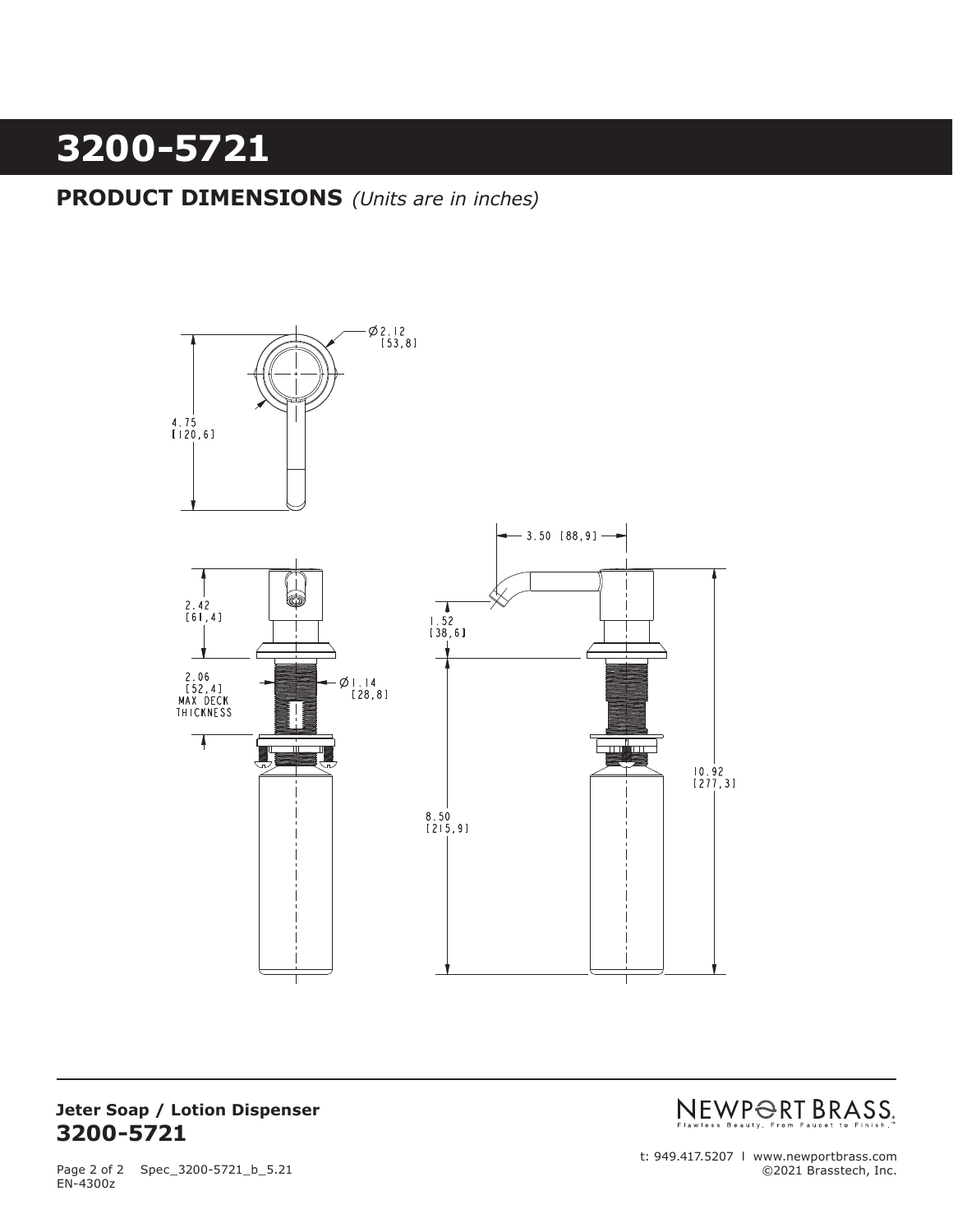# 3200-5721

## PRODUCT DIMENSIONS *(Units are in inches)*

Ø2.12
[53,8]

4.75
[120,6]

3.50 [88,9]

2.42
[61,4]

1.52
[38,6]

2.06
[52,4]
MAX DECK
THICKNESS

Ø1.14
[28,8]

10.92
[277,3]

8.50
[215,9]

**Jeter Soap / Lotion Dispenser**
**3200-5721**

Spec_3200-5721_b_5.21
EN-4300z

NEWPORT BRASS.
Flawless Beauty. From Faucet to Finish.™

t: 949.417.5207 l www.newportbrass.com
©2021 Brasstech, Inc.